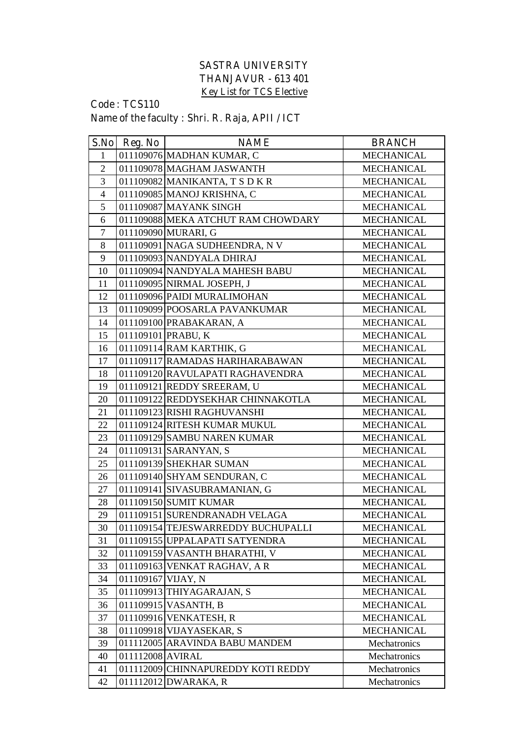# SASTRA UNIVERSITY
## THANJAVUR - 613 401
### Key List for TCS Elective

Code : TCS110

Name of the faculty : Shri. R. Raja, APII / ICT

| S.No | Reg. No | NAME | BRANCH |
|---|---|---|---|
| 1 | 011109076 | MADHAN KUMAR, C | MECHANICAL |
| 2 | 011109078 | MAGHAM JASWANTH | MECHANICAL |
| 3 | 011109082 | MANIKANTA, T S D K R | MECHANICAL |
| 4 | 011109085 | MANOJ KRISHNA, C | MECHANICAL |
| 5 | 011109087 | MAYANK SINGH | MECHANICAL |
| 6 | 011109088 | MEKA ATCHUT RAM CHOWDARY | MECHANICAL |
| 7 | 011109090 | MURARI, G | MECHANICAL |
| 8 | 011109091 | NAGA SUDHEENDRA, N V | MECHANICAL |
| 9 | 011109093 | NANDYALA DHIRAJ | MECHANICAL |
| 10 | 011109094 | NANDYALA MAHESH BABU | MECHANICAL |
| 11 | 011109095 | NIRMAL JOSEPH, J | MECHANICAL |
| 12 | 011109096 | PAIDI MURALIMOHAN | MECHANICAL |
| 13 | 011109099 | POOSARLA PAVANKUMAR | MECHANICAL |
| 14 | 011109100 | PRABAKARAN, A | MECHANICAL |
| 15 | 011109101 | PRABU, K | MECHANICAL |
| 16 | 011109114 | RAM KARTHIK, G | MECHANICAL |
| 17 | 011109117 | RAMADAS HARIHARABAWAN | MECHANICAL |
| 18 | 011109120 | RAVULAPATI RAGHAVENDRA | MECHANICAL |
| 19 | 011109121 | REDDY SREERAM, U | MECHANICAL |
| 20 | 011109122 | REDDYSEKHAR CHINNAKOTLA | MECHANICAL |
| 21 | 011109123 | RISHI RAGHUVANSHI | MECHANICAL |
| 22 | 011109124 | RITESH KUMAR MUKUL | MECHANICAL |
| 23 | 011109129 | SAMBU NAREN KUMAR | MECHANICAL |
| 24 | 011109131 | SARANYAN, S | MECHANICAL |
| 25 | 011109139 | SHEKHAR SUMAN | MECHANICAL |
| 26 | 011109140 | SHYAM SENDURAN, C | MECHANICAL |
| 27 | 011109141 | SIVASUBRAMANIAN, G | MECHANICAL |
| 28 | 011109150 | SUMIT KUMAR | MECHANICAL |
| 29 | 011109151 | SURENDRANADH VELAGA | MECHANICAL |
| 30 | 011109154 | TEJESWARREDDY BUCHUPALLI | MECHANICAL |
| 31 | 011109155 | UPPALAPATI SATYENDRA | MECHANICAL |
| 32 | 011109159 | VASANTH BHARATHI, V | MECHANICAL |
| 33 | 011109163 | VENKAT RAGHAV, A R | MECHANICAL |
| 34 | 011109167 | VIJAY, N | MECHANICAL |
| 35 | 011109913 | THIYAGARAJAN, S | MECHANICAL |
| 36 | 011109915 | VASANTH, B | MECHANICAL |
| 37 | 011109916 | VENKATESH, R | MECHANICAL |
| 38 | 011109918 | VIJAYASEKAR, S | MECHANICAL |
| 39 | 011112005 | ARAVINDA BABU MANDEM | Mechatronics |
| 40 | 011112008 | AVIRAL | Mechatronics |
| 41 | 011112009 | CHINNAPUREDDY KOTI REDDY | Mechatronics |
| 42 | 011112012 | DWARAKA, R | Mechatronics |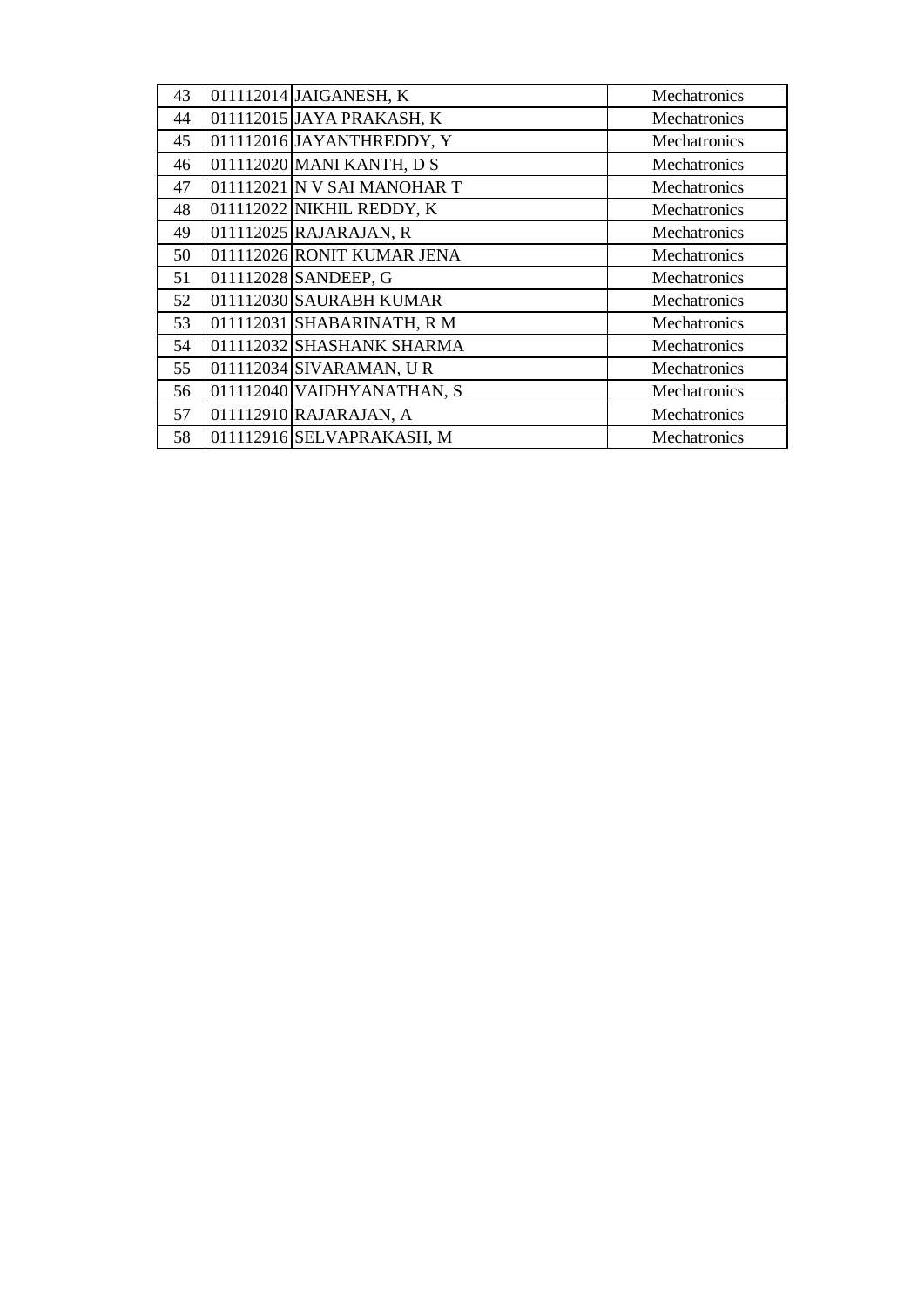| | | | |
|---|---|---|---|
| 43 | 011112014 | JAIGANESH, K | Mechatronics |
| 44 | 011112015 | JAYA PRAKASH, K | Mechatronics |
| 45 | 011112016 | JAYANTHREDDY, Y | Mechatronics |
| 46 | 011112020 | MANI KANTH, D S | Mechatronics |
| 47 | 011112021 | N V SAI MANOHAR T | Mechatronics |
| 48 | 011112022 | NIKHIL REDDY, K | Mechatronics |
| 49 | 011112025 | RAJARAJAN, R | Mechatronics |
| 50 | 011112026 | RONIT KUMAR JENA | Mechatronics |
| 51 | 011112028 | SANDEEP, G | Mechatronics |
| 52 | 011112030 | SAURABH KUMAR | Mechatronics |
| 53 | 011112031 | SHABARINATH, R M | Mechatronics |
| 54 | 011112032 | SHASHANK SHARMA | Mechatronics |
| 55 | 011112034 | SIVARAMAN, U R | Mechatronics |
| 56 | 011112040 | VAIDHYANATHAN, S | Mechatronics |
| 57 | 011112910 | RAJARAJAN, A | Mechatronics |
| 58 | 011112916 | SELVAPRAKASH, M | Mechatronics |